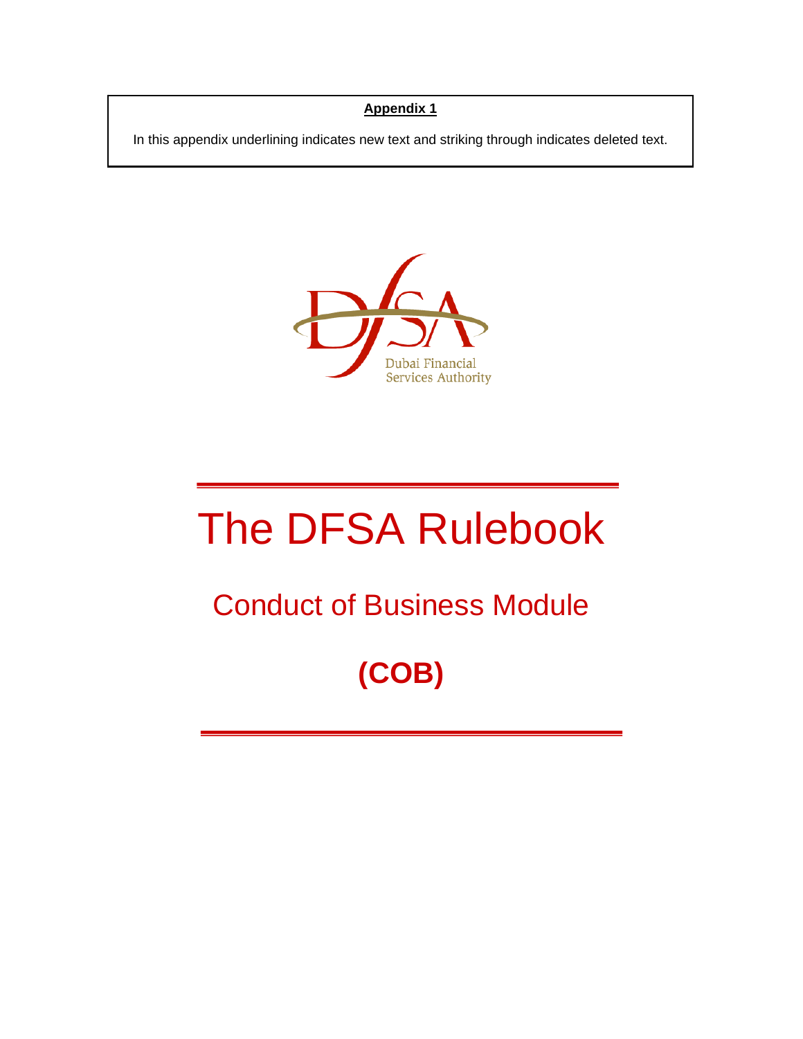**Appendix 1**

In this appendix underlining indicates new text and striking through indicates deleted text.

Dubai Financial Services Authority

# The DFSA Rulebook

## Conduct of Business Module

## (COB)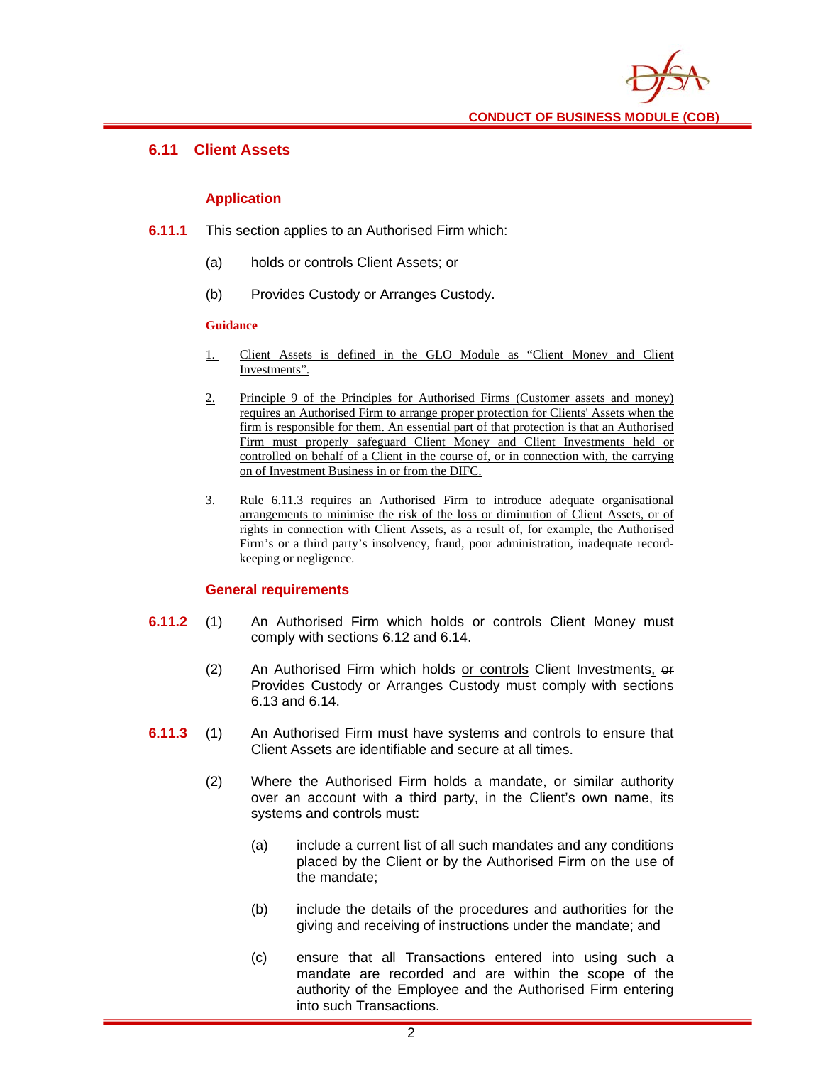## 6.11 Client Assets

### Application

**6.11.1** This section applies to an Authorised Firm which:

(a) holds or controls Client Assets; or

(b) Provides Custody or Arranges Custody.

**Guidance**

1. Client Assets is defined in the GLO Module as "Client Money and Client Investments".

2. Principle 9 of the Principles for Authorised Firms (Customer assets and money) requires an Authorised Firm to arrange proper protection for Clients' Assets when the firm is responsible for them. An essential part of that protection is that an Authorised Firm must properly safeguard Client Money and Client Investments held or controlled on behalf of a Client in the course of, or in connection with, the carrying on of Investment Business in or from the DIFC.

3. Rule 6.11.3 requires an Authorised Firm to introduce adequate organisational arrangements to minimise the risk of the loss or diminution of Client Assets, or of rights in connection with Client Assets, as a result of, for example, the Authorised Firm's or a third party's insolvency, fraud, poor administration, inadequate record-keeping or negligence.

### General requirements

**6.11.2** (1) An Authorised Firm which holds or controls Client Money must comply with sections 6.12 and 6.14.

(2) An Authorised Firm which holds or controls Client Investments, ~~or~~ Provides Custody or Arranges Custody must comply with sections 6.13 and 6.14.

**6.11.3** (1) An Authorised Firm must have systems and controls to ensure that Client Assets are identifiable and secure at all times.

(2) Where the Authorised Firm holds a mandate, or similar authority over an account with a third party, in the Client's own name, its systems and controls must:

(a) include a current list of all such mandates and any conditions placed by the Client or by the Authorised Firm on the use of the mandate;

(b) include the details of the procedures and authorities for the giving and receiving of instructions under the mandate; and

(c) ensure that all Transactions entered into using such a mandate are recorded and are within the scope of the authority of the Employee and the Authorised Firm entering into such Transactions.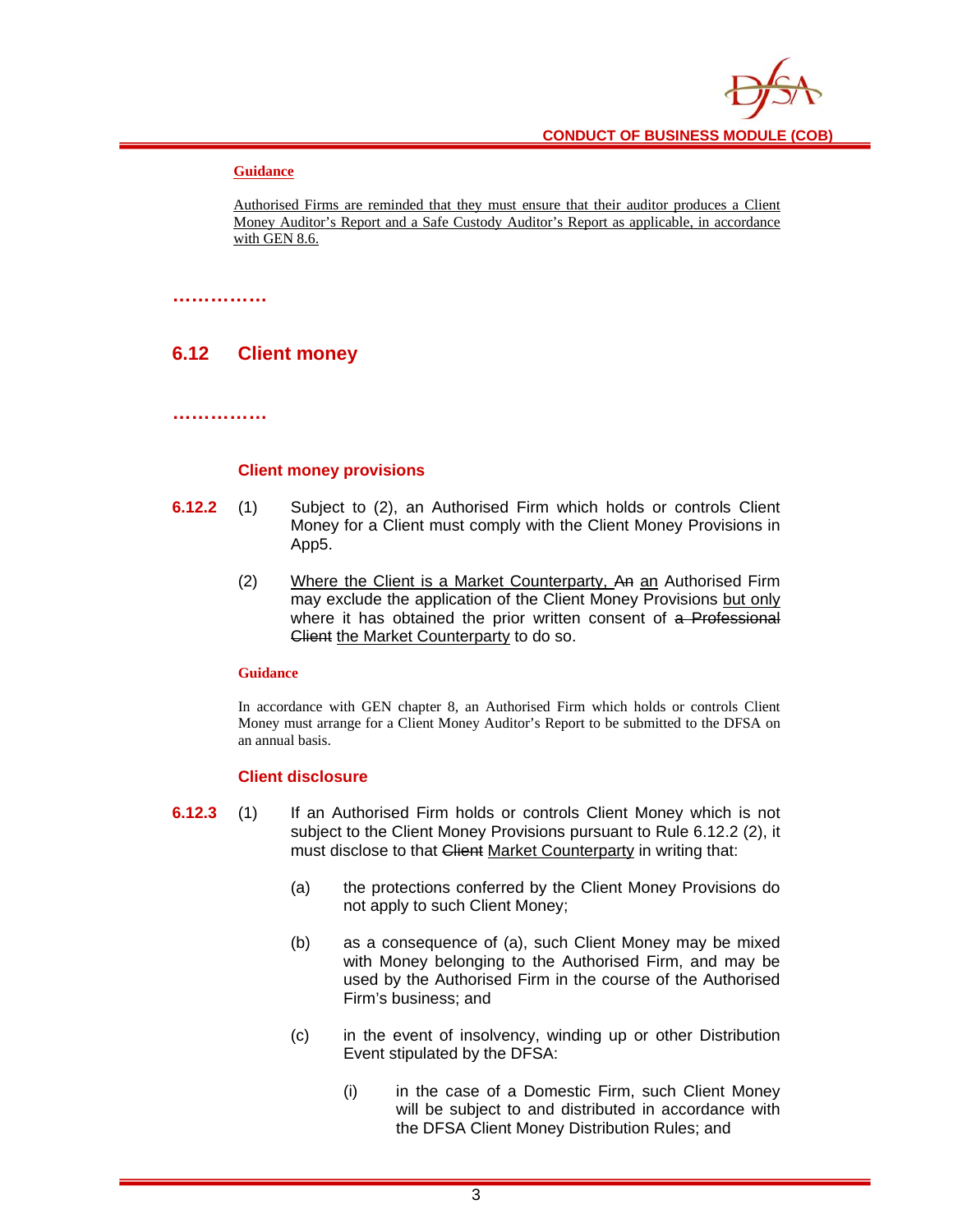**Guidance**

<u>Authorised Firms are reminded that they must ensure that their auditor produces a Client Money Auditor's Report and a Safe Custody Auditor's Report as applicable, in accordance with GEN 8.6.</u>

……………

## 6.12 Client money

……………

### Client money provisions

**6.12.2** (1) Subject to (2), an Authorised Firm which holds or controls Client Money for a Client must comply with the Client Money Provisions in App5.

(2) <u>Where the Client is a Market Counterparty,</u> ~~An~~ <u>an</u> Authorised Firm may exclude the application of the Client Money Provisions <u>but only</u> where it has obtained the prior written consent of ~~a Professional Client~~ <u>the Market Counterparty</u> to do so.

**Guidance**

In accordance with GEN chapter 8, an Authorised Firm which holds or controls Client Money must arrange for a Client Money Auditor's Report to be submitted to the DFSA on an annual basis.

### Client disclosure

**6.12.3** (1) If an Authorised Firm holds or controls Client Money which is not subject to the Client Money Provisions pursuant to Rule 6.12.2 (2), it must disclose to that ~~Client~~ <u>Market Counterparty</u> in writing that:

(a) the protections conferred by the Client Money Provisions do not apply to such Client Money;

(b) as a consequence of (a), such Client Money may be mixed with Money belonging to the Authorised Firm, and may be used by the Authorised Firm in the course of the Authorised Firm's business; and

(c) in the event of insolvency, winding up or other Distribution Event stipulated by the DFSA:

(i) in the case of a Domestic Firm, such Client Money will be subject to and distributed in accordance with the DFSA Client Money Distribution Rules; and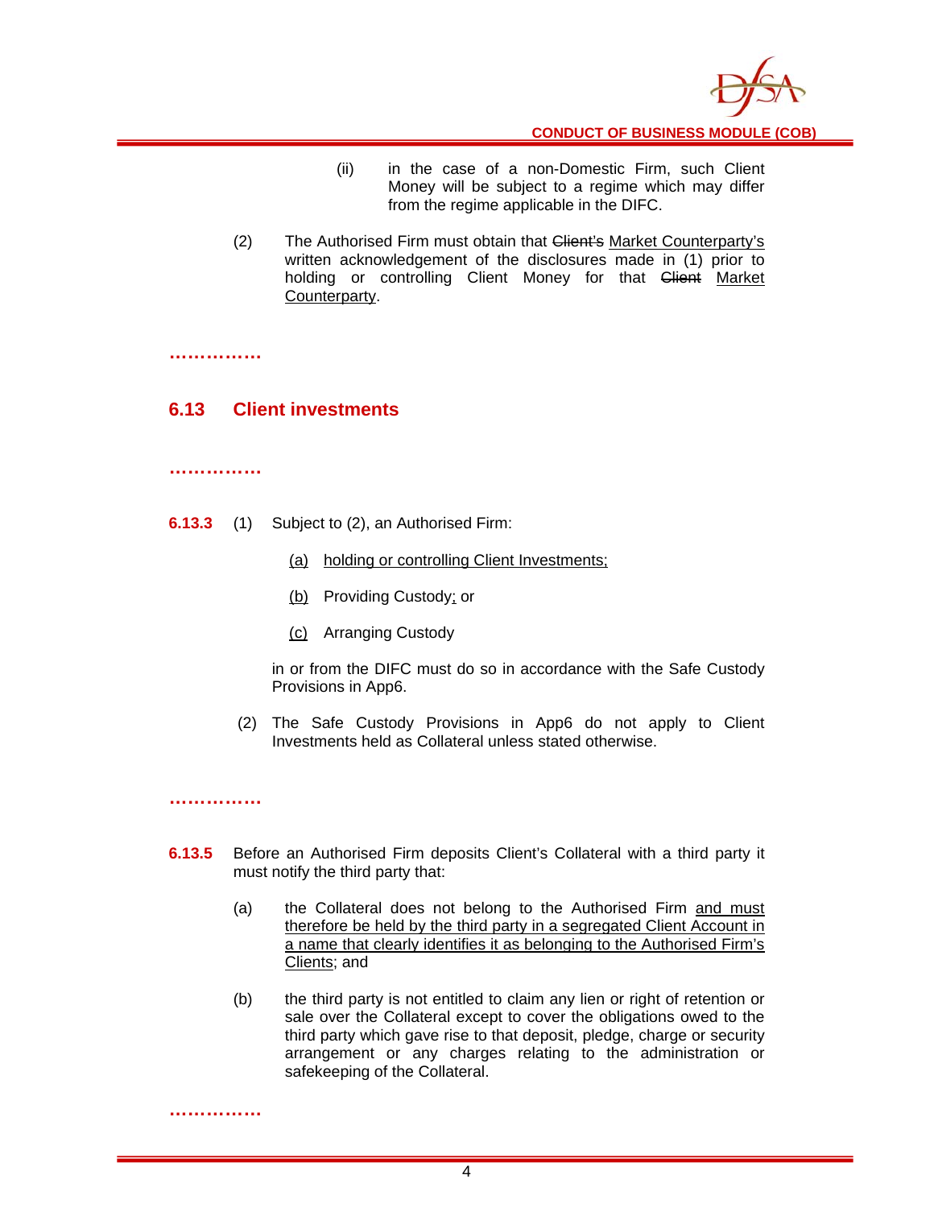(ii) in the case of a non-Domestic Firm, such Client Money will be subject to a regime which may differ from the regime applicable in the DIFC.

(2) The Authorised Firm must obtain that ~~Client's~~ Market Counterparty's written acknowledgement of the disclosures made in (1) prior to holding or controlling Client Money for that ~~Client~~ Market Counterparty.

……………

## 6.13 Client investments

……………

**6.13.3** (1) Subject to (2), an Authorised Firm:

(a) holding or controlling Client Investments;

(b) Providing Custody; or

(c) Arranging Custody

in or from the DIFC must do so in accordance with the Safe Custody Provisions in App6.

(2) The Safe Custody Provisions in App6 do not apply to Client Investments held as Collateral unless stated otherwise.

……………

**6.13.5** Before an Authorised Firm deposits Client's Collateral with a third party it must notify the third party that:

(a) the Collateral does not belong to the Authorised Firm and must therefore be held by the third party in a segregated Client Account in a name that clearly identifies it as belonging to the Authorised Firm's Clients; and

(b) the third party is not entitled to claim any lien or right of retention or sale over the Collateral except to cover the obligations owed to the third party which gave rise to that deposit, pledge, charge or security arrangement or any charges relating to the administration or safekeeping of the Collateral.

……………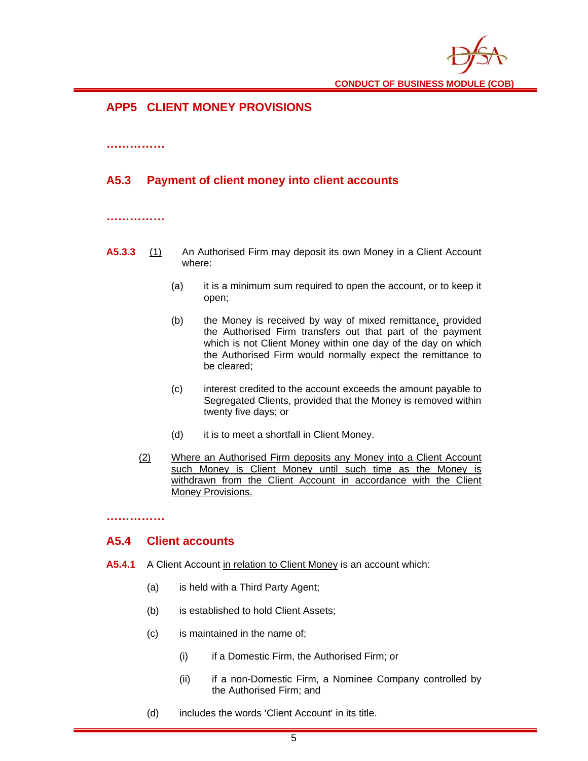## APP5 CLIENT MONEY PROVISIONS

……………

### A5.3 Payment of client money into client accounts

……………

**A5.3.3** (1) An Authorised Firm may deposit its own Money in a Client Account where:

(a) it is a minimum sum required to open the account, or to keep it open;

(b) the Money is received by way of mixed remittance, provided the Authorised Firm transfers out that part of the payment which is not Client Money within one day of the day on which the Authorised Firm would normally expect the remittance to be cleared;

(c) interest credited to the account exceeds the amount payable to Segregated Clients, provided that the Money is removed within twenty five days; or

(d) it is to meet a shortfall in Client Money.

(2) Where an Authorised Firm deposits any Money into a Client Account such Money is Client Money until such time as the Money is withdrawn from the Client Account in accordance with the Client Money Provisions.

……………

### A5.4 Client accounts

**A5.4.1** A Client Account in relation to Client Money is an account which:

(a) is held with a Third Party Agent;

(b) is established to hold Client Assets;

(c) is maintained in the name of;

(i) if a Domestic Firm, the Authorised Firm; or

(ii) if a non-Domestic Firm, a Nominee Company controlled by the Authorised Firm; and

(d) includes the words 'Client Account' in its title.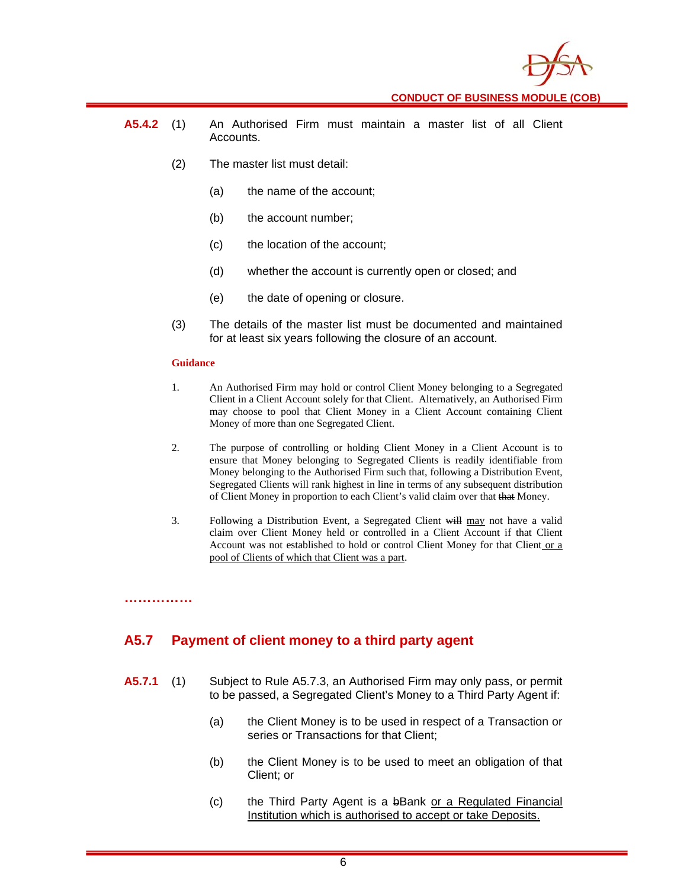**A5.4.2** (1) An Authorised Firm must maintain a master list of all Client Accounts.

(2) The master list must detail:

(a) the name of the account;

(b) the account number;

(c) the location of the account;

(d) whether the account is currently open or closed; and

(e) the date of opening or closure.

(3) The details of the master list must be documented and maintained for at least six years following the closure of an account.

**Guidance**

1. An Authorised Firm may hold or control Client Money belonging to a Segregated Client in a Client Account solely for that Client. Alternatively, an Authorised Firm may choose to pool that Client Money in a Client Account containing Client Money of more than one Segregated Client.

2. The purpose of controlling or holding Client Money in a Client Account is to ensure that Money belonging to Segregated Clients is readily identifiable from Money belonging to the Authorised Firm such that, following a Distribution Event, Segregated Clients will rank highest in line in terms of any subsequent distribution of Client Money in proportion to each Client's valid claim over that ~~that~~ Money.

3. Following a Distribution Event, a Segregated Client ~~will~~ may not have a valid claim over Client Money held or controlled in a Client Account if that Client Account was not established to hold or control Client Money for that Client or a pool of Clients of which that Client was a part.

……………

## A5.7 Payment of client money to a third party agent

**A5.7.1** (1) Subject to Rule A5.7.3, an Authorised Firm may only pass, or permit to be passed, a Segregated Client's Money to a Third Party Agent if:

(a) the Client Money is to be used in respect of a Transaction or series or Transactions for that Client;

(b) the Client Money is to be used to meet an obligation of that Client; or

(c) the Third Party Agent is a ~~b~~Bank or a Regulated Financial Institution which is authorised to accept or take Deposits.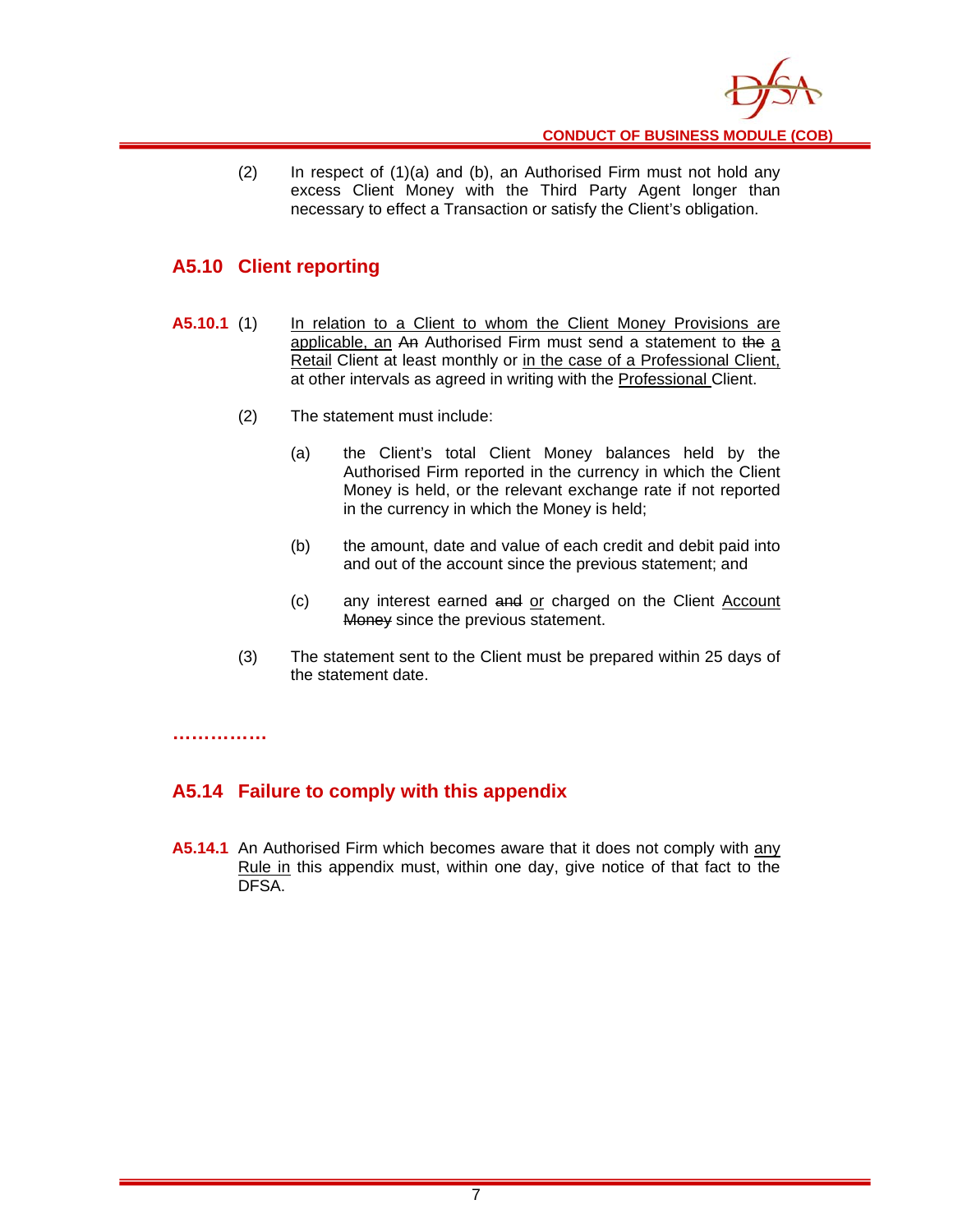(2) In respect of (1)(a) and (b), an Authorised Firm must not hold any excess Client Money with the Third Party Agent longer than necessary to effect a Transaction or satisfy the Client's obligation.

## A5.10 Client reporting

**A5.10.1** (1) In relation to a Client to whom the Client Money Provisions are applicable, an ~~An~~ Authorised Firm must send a statement to ~~the~~ a Retail Client at least monthly or in the case of a Professional Client, at other intervals as agreed in writing with the Professional Client.

(2) The statement must include:

(a) the Client's total Client Money balances held by the Authorised Firm reported in the currency in which the Client Money is held, or the relevant exchange rate if not reported in the currency in which the Money is held;

(b) the amount, date and value of each credit and debit paid into and out of the account since the previous statement; and

(c) any interest earned ~~and~~ or charged on the Client Account ~~Money~~ since the previous statement.

(3) The statement sent to the Client must be prepared within 25 days of the statement date.

**……………**

## A5.14 Failure to comply with this appendix

**A5.14.1** An Authorised Firm which becomes aware that it does not comply with any Rule in this appendix must, within one day, give notice of that fact to the DFSA.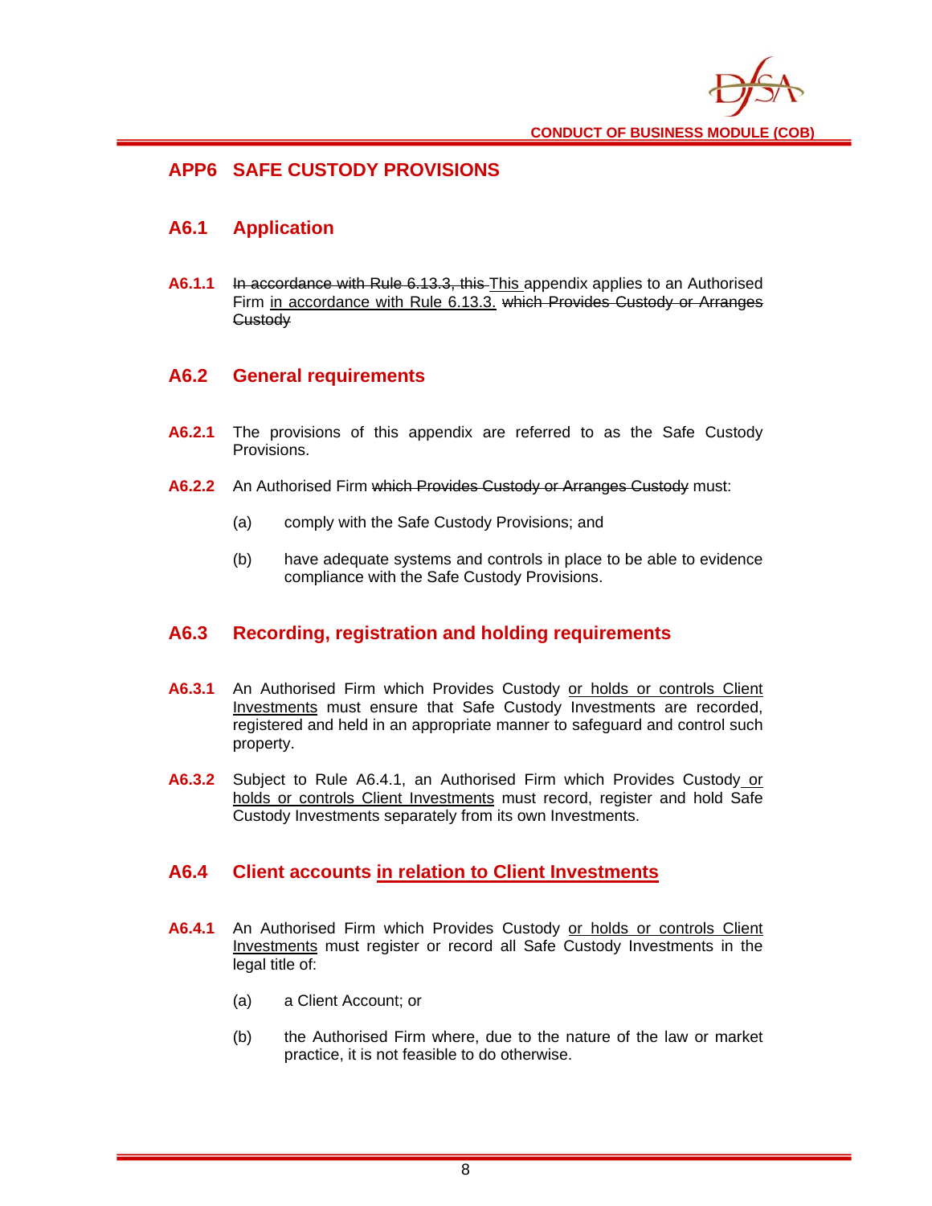# APP6 SAFE CUSTODY PROVISIONS

## A6.1 Application

**A6.1.1** ~~In accordance with Rule 6.13.3, this~~ <u>This</u> appendix applies to an Authorised Firm <u>in accordance with Rule 6.13.3.</u> ~~which Provides Custody or Arranges Custody~~

## A6.2 General requirements

**A6.2.1** The provisions of this appendix are referred to as the Safe Custody Provisions.

**A6.2.2** An Authorised Firm ~~which Provides Custody or Arranges Custody~~ must:

(a) comply with the Safe Custody Provisions; and

(b) have adequate systems and controls in place to be able to evidence compliance with the Safe Custody Provisions.

## A6.3 Recording, registration and holding requirements

**A6.3.1** An Authorised Firm which Provides Custody <u>or holds or controls Client Investments</u> must ensure that Safe Custody Investments are recorded, registered and held in an appropriate manner to safeguard and control such property.

**A6.3.2** Subject to Rule A6.4.1, an Authorised Firm which Provides Custody <u>or holds or controls Client Investments</u> must record, register and hold Safe Custody Investments separately from its own Investments.

## A6.4 Client accounts <u>in relation to Client Investments</u>

**A6.4.1** An Authorised Firm which Provides Custody <u>or holds or controls Client Investments</u> must register or record all Safe Custody Investments in the legal title of:

(a) a Client Account; or

(b) the Authorised Firm where, due to the nature of the law or market practice, it is not feasible to do otherwise.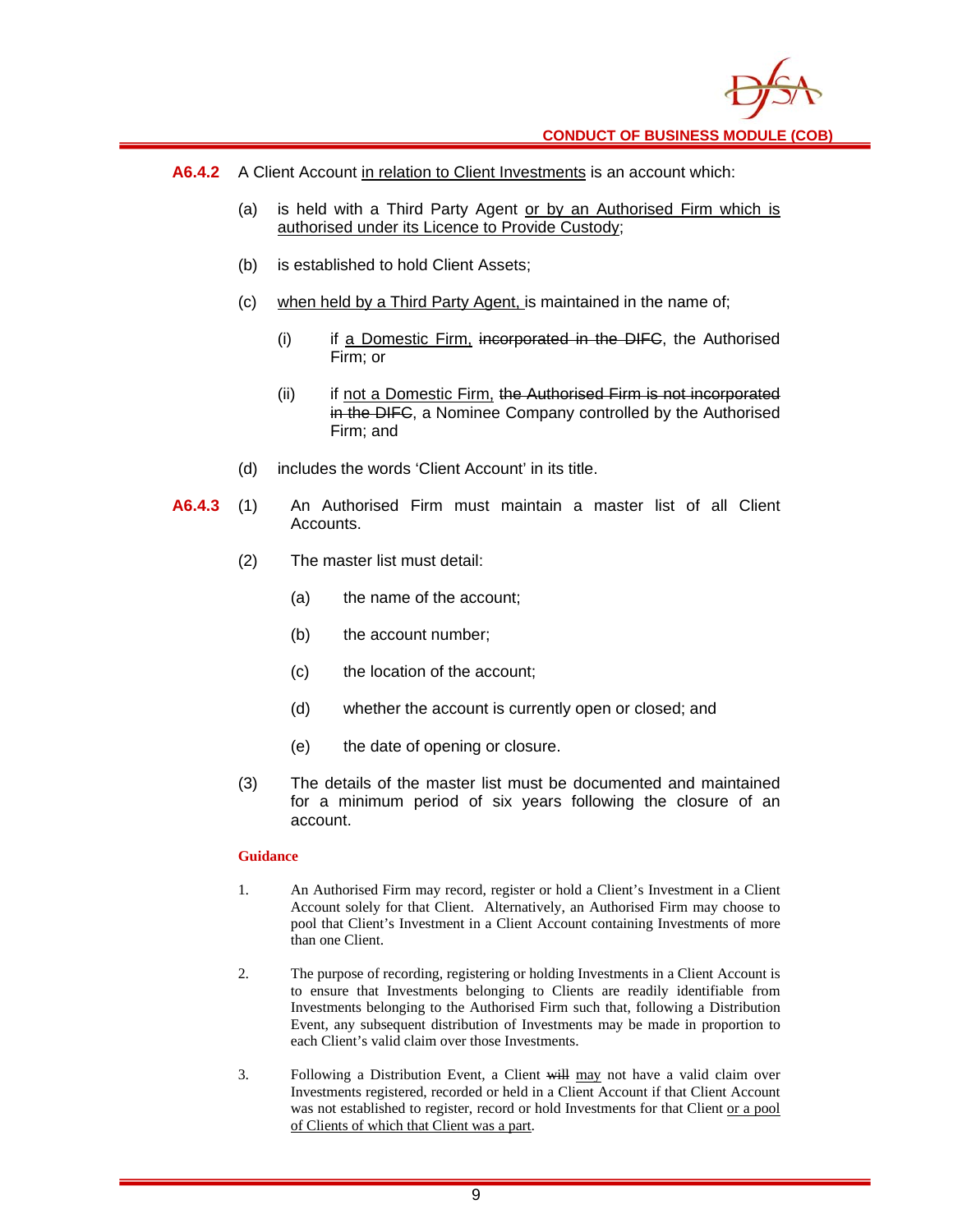**A6.4.2** A Client Account <u>in relation to Client Investments</u> is an account which:

(a) is held with a Third Party Agent <u>or by an Authorised Firm which is authorised under its Licence to Provide Custody</u>;

(b) is established to hold Client Assets;

(c) <u>when held by a Third Party Agent,</u> is maintained in the name of;

(i) if <u>a Domestic Firm,</u> ~~incorporated in the DIFC~~, the Authorised Firm; or

(ii) if <u>not a Domestic Firm,</u> ~~the Authorised Firm is not incorporated in the DIFC~~, a Nominee Company controlled by the Authorised Firm; and

(d) includes the words 'Client Account' in its title.

**A6.4.3** (1) An Authorised Firm must maintain a master list of all Client Accounts.

(2) The master list must detail:

(a) the name of the account;

(b) the account number;

(c) the location of the account;

(d) whether the account is currently open or closed; and

(e) the date of opening or closure.

(3) The details of the master list must be documented and maintained for a minimum period of six years following the closure of an account.

**Guidance**

1. An Authorised Firm may record, register or hold a Client's Investment in a Client Account solely for that Client. Alternatively, an Authorised Firm may choose to pool that Client's Investment in a Client Account containing Investments of more than one Client.

2. The purpose of recording, registering or holding Investments in a Client Account is to ensure that Investments belonging to Clients are readily identifiable from Investments belonging to the Authorised Firm such that, following a Distribution Event, any subsequent distribution of Investments may be made in proportion to each Client's valid claim over those Investments.

3. Following a Distribution Event, a Client ~~will~~ <u>may</u> not have a valid claim over Investments registered, recorded or held in a Client Account if that Client Account was not established to register, record or hold Investments for that Client <u>or a pool of Clients of which that Client was a part</u>.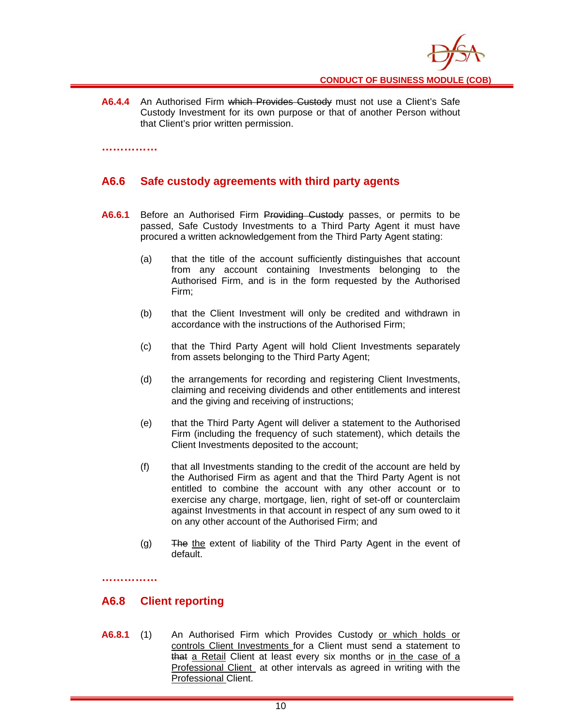**A6.4.4** An Authorised Firm ~~which Provides Custody~~ must not use a Client's Safe Custody Investment for its own purpose or that of another Person without that Client's prior written permission.

**……………**

## A6.6 Safe custody agreements with third party agents

**A6.6.1** Before an Authorised Firm ~~Providing Custody~~ passes, or permits to be passed, Safe Custody Investments to a Third Party Agent it must have procured a written acknowledgement from the Third Party Agent stating:

(a) that the title of the account sufficiently distinguishes that account from any account containing Investments belonging to the Authorised Firm, and is in the form requested by the Authorised Firm;

(b) that the Client Investment will only be credited and withdrawn in accordance with the instructions of the Authorised Firm;

(c) that the Third Party Agent will hold Client Investments separately from assets belonging to the Third Party Agent;

(d) the arrangements for recording and registering Client Investments, claiming and receiving dividends and other entitlements and interest and the giving and receiving of instructions;

(e) that the Third Party Agent will deliver a statement to the Authorised Firm (including the frequency of such statement), which details the Client Investments deposited to the account;

(f) that all Investments standing to the credit of the account are held by the Authorised Firm as agent and that the Third Party Agent is not entitled to combine the account with any other account or to exercise any charge, mortgage, lien, right of set-off or counterclaim against Investments in that account in respect of any sum owed to it on any other account of the Authorised Firm; and

(g) ~~The~~ <u>the</u> extent of liability of the Third Party Agent in the event of default.

**……………**

## A6.8 Client reporting

**A6.8.1** (1) An Authorised Firm which Provides Custody <u>or which holds or controls Client Investments</u> for a Client must send a statement to ~~that~~ <u>a Retail</u> Client at least every six months or <u>in the case of a Professional Client</u> at other intervals as agreed in writing with the <u>Professional</u> Client.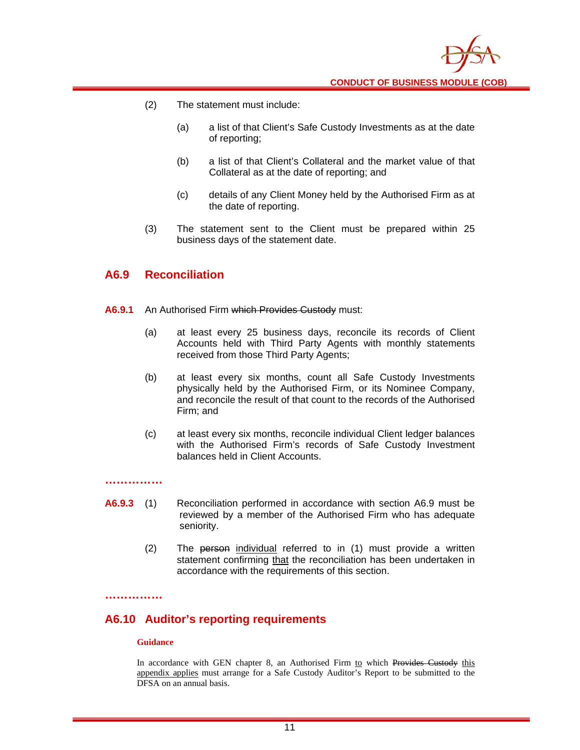(2) The statement must include:

(a) a list of that Client's Safe Custody Investments as at the date of reporting;

(b) a list of that Client's Collateral and the market value of that Collateral as at the date of reporting; and

(c) details of any Client Money held by the Authorised Firm as at the date of reporting.

(3) The statement sent to the Client must be prepared within 25 business days of the statement date.

## A6.9 Reconciliation

**A6.9.1** An Authorised Firm ~~which Provides Custody~~ must:

(a) at least every 25 business days, reconcile its records of Client Accounts held with Third Party Agents with monthly statements received from those Third Party Agents;

(b) at least every six months, count all Safe Custody Investments physically held by the Authorised Firm, or its Nominee Company, and reconcile the result of that count to the records of the Authorised Firm; and

(c) at least every six months, reconcile individual Client ledger balances with the Authorised Firm's records of Safe Custody Investment balances held in Client Accounts.

……………

**A6.9.3** (1) Reconciliation performed in accordance with section A6.9 must be reviewed by a member of the Authorised Firm who has adequate seniority.

(2) The ~~person~~ <u>individual</u> referred to in (1) must provide a written statement confirming <u>that</u> the reconciliation has been undertaken in accordance with the requirements of this section.

……………

## A6.10 Auditor's reporting requirements

**Guidance**

In accordance with GEN chapter 8, an Authorised Firm <u>to</u> which ~~Provides Custody~~ <u>this appendix applies</u> must arrange for a Safe Custody Auditor's Report to be submitted to the DFSA on an annual basis.